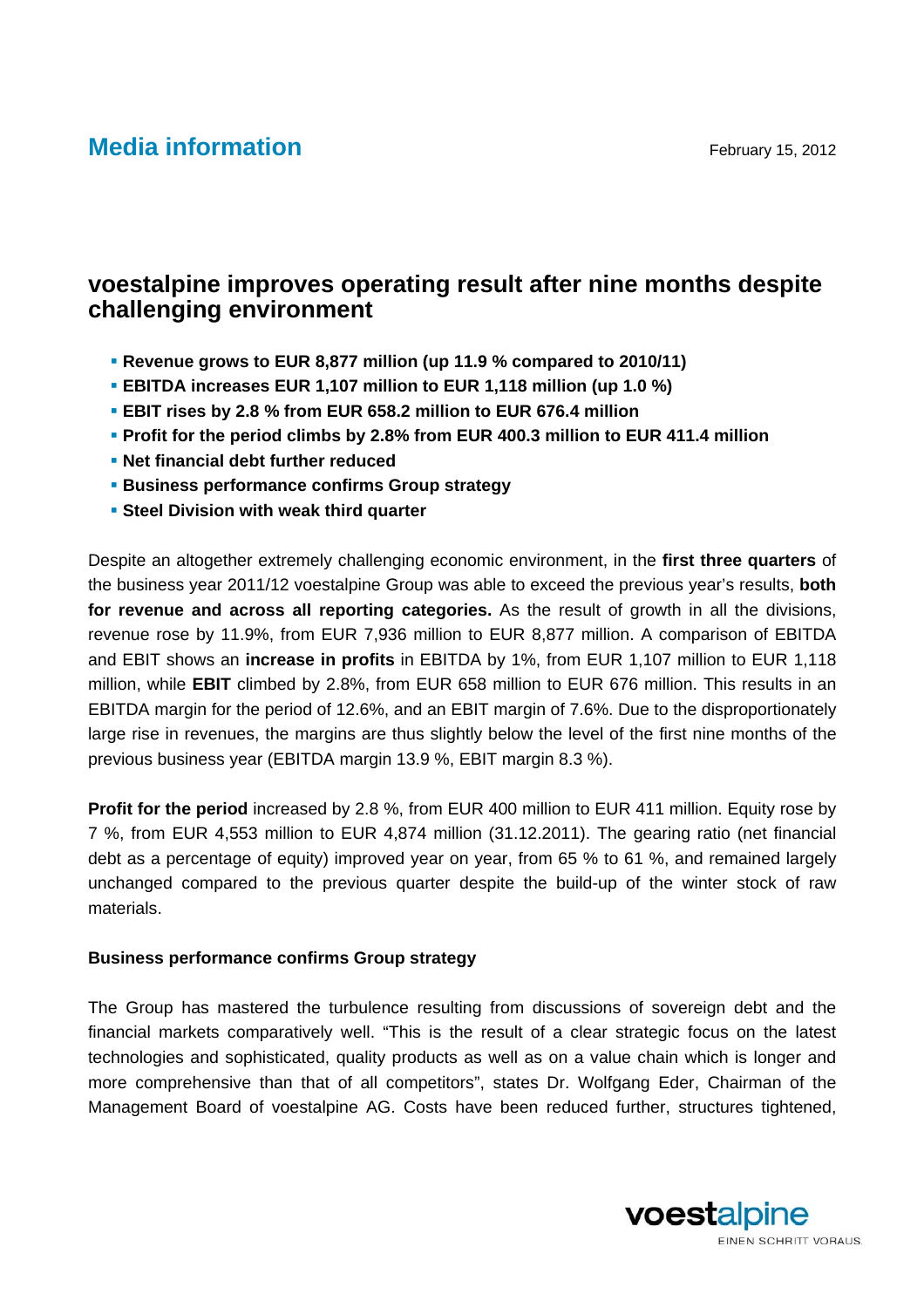**Media information**

February 15, 2012

# voestalpine improves operating result after nine months despite challenging environment

- **Revenue grows to EUR 8,877 million (up 11.9 % compared to 2010/11)**
- **EBITDA increases EUR 1,107 million to EUR 1,118 million (up 1.0 %)**
- **EBIT rises by 2.8 % from EUR 658.2 million to EUR 676.4 million**
- **Profit for the period climbs by 2.8% from EUR 400.3 million to EUR 411.4 million**
- **Net financial debt further reduced**
- **Business performance confirms Group strategy**
- **Steel Division with weak third quarter**

Despite an altogether extremely challenging economic environment, in the **first three quarters** of the business year 2011/12 voestalpine Group was able to exceed the previous year's results, **both for revenue and across all reporting categories.** As the result of growth in all the divisions, revenue rose by 11.9%, from EUR 7,936 million to EUR 8,877 million. A comparison of EBITDA and EBIT shows an **increase in profits** in EBITDA by 1%, from EUR 1,107 million to EUR 1,118 million, while **EBIT** climbed by 2.8%, from EUR 658 million to EUR 676 million. This results in an EBITDA margin for the period of 12.6%, and an EBIT margin of 7.6%. Due to the disproportionately large rise in revenues, the margins are thus slightly below the level of the first nine months of the previous business year (EBITDA margin 13.9 %, EBIT margin 8.3 %).

**Profit for the period** increased by 2.8 %, from EUR 400 million to EUR 411 million. Equity rose by 7 %, from EUR 4,553 million to EUR 4,874 million (31.12.2011). The gearing ratio (net financial debt as a percentage of equity) improved year on year, from 65 % to 61 %, and remained largely unchanged compared to the previous quarter despite the build-up of the winter stock of raw materials.

**Business performance confirms Group strategy**

The Group has mastered the turbulence resulting from discussions of sovereign debt and the financial markets comparatively well. "This is the result of a clear strategic focus on the latest technologies and sophisticated, quality products as well as on a value chain which is longer and more comprehensive than that of all competitors", states Dr. Wolfgang Eder, Chairman of the Management Board of voestalpine AG. Costs have been reduced further, structures tightened,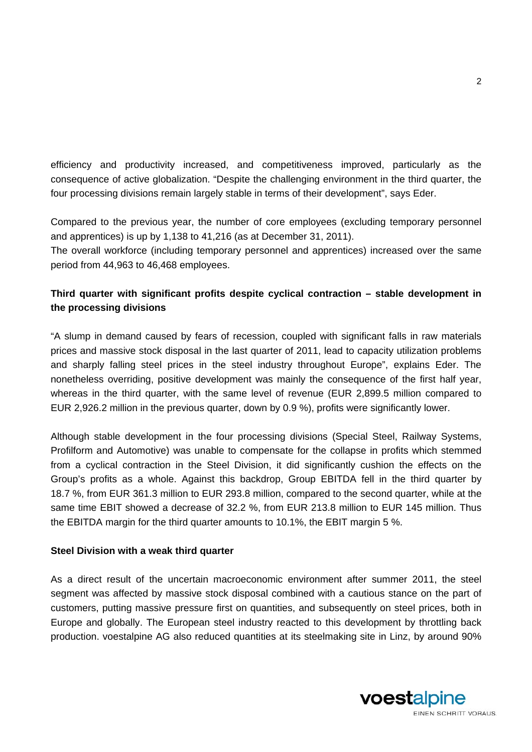efficiency and productivity increased, and competitiveness improved, particularly as the consequence of active globalization. “Despite the challenging environment in the third quarter, the four processing divisions remain largely stable in terms of their development”, says Eder.

Compared to the previous year, the number of core employees (excluding temporary personnel and apprentices) is up by 1,138 to 41,216 (as at December 31, 2011).
The overall workforce (including temporary personnel and apprentices) increased over the same period from 44,963 to 46,468 employees.

**Third quarter with significant profits despite cyclical contraction – stable development in the processing divisions**

“A slump in demand caused by fears of recession, coupled with significant falls in raw materials prices and massive stock disposal in the last quarter of 2011, lead to capacity utilization problems and sharply falling steel prices in the steel industry throughout Europe”, explains Eder. The nonetheless overriding, positive development was mainly the consequence of the first half year, whereas in the third quarter, with the same level of revenue (EUR 2,899.5 million compared to EUR 2,926.2 million in the previous quarter, down by 0.9 %), profits were significantly lower.

Although stable development in the four processing divisions (Special Steel, Railway Systems, Profilform and Automotive) was unable to compensate for the collapse in profits which stemmed from a cyclical contraction in the Steel Division, it did significantly cushion the effects on the Group’s profits as a whole. Against this backdrop, Group EBITDA fell in the third quarter by 18.7 %, from EUR 361.3 million to EUR 293.8 million, compared to the second quarter, while at the same time EBIT showed a decrease of 32.2 %, from EUR 213.8 million to EUR 145 million. Thus the EBITDA margin for the third quarter amounts to 10.1%, the EBIT margin 5 %.

**Steel Division with a weak third quarter**

As a direct result of the uncertain macroeconomic environment after summer 2011, the steel segment was affected by massive stock disposal combined with a cautious stance on the part of customers, putting massive pressure first on quantities, and subsequently on steel prices, both in Europe and globally. The European steel industry reacted to this development by throttling back production. voestalpine AG also reduced quantities at its steelmaking site in Linz, by around 90%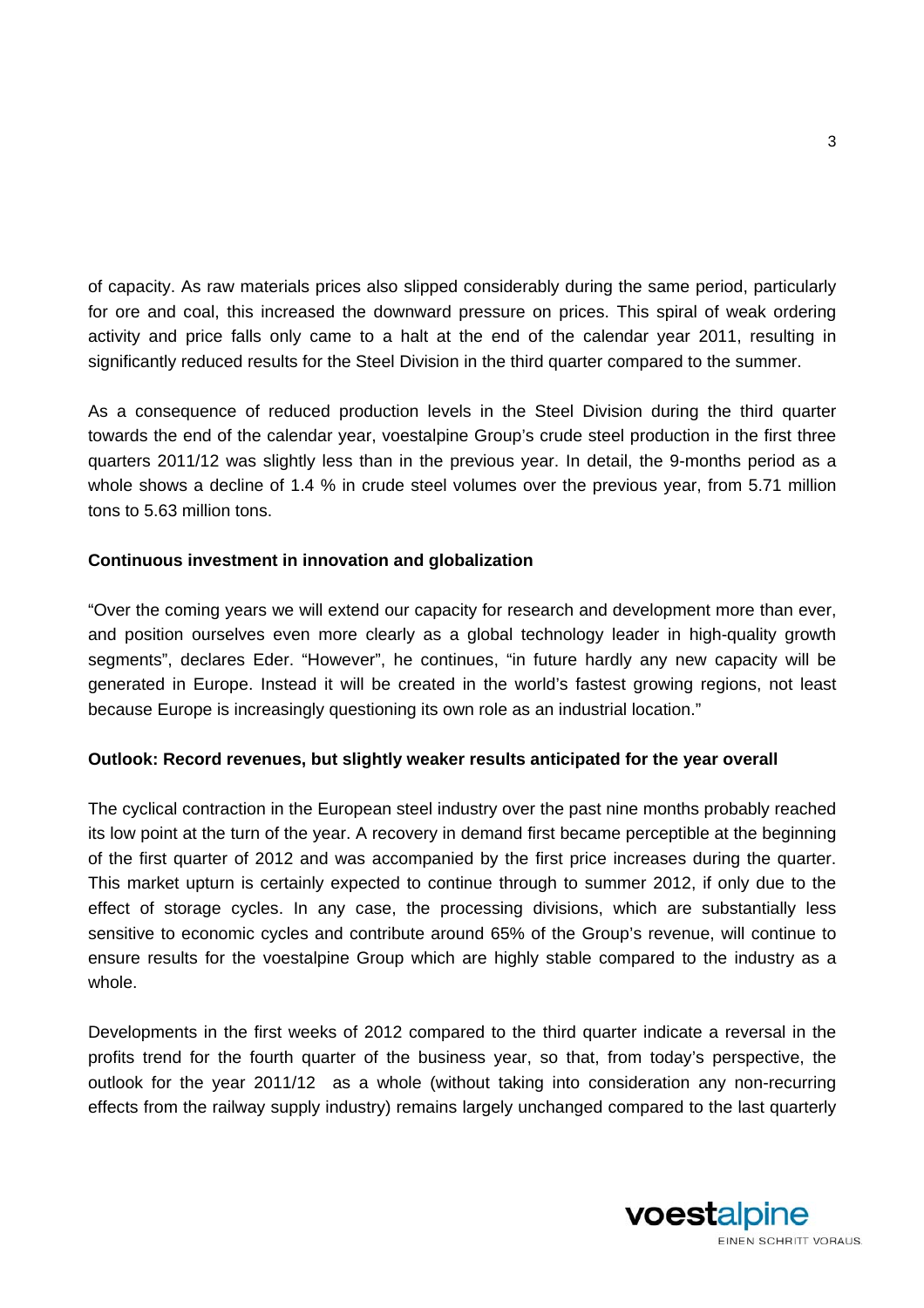of capacity. As raw materials prices also slipped considerably during the same period, particularly for ore and coal, this increased the downward pressure on prices. This spiral of weak ordering activity and price falls only came to a halt at the end of the calendar year 2011, resulting in significantly reduced results for the Steel Division in the third quarter compared to the summer.

As a consequence of reduced production levels in the Steel Division during the third quarter towards the end of the calendar year, voestalpine Group's crude steel production in the first three quarters 2011/12 was slightly less than in the previous year. In detail, the 9-months period as a whole shows a decline of 1.4 % in crude steel volumes over the previous year, from 5.71 million tons to 5.63 million tons.

**Continuous investment in innovation and globalization**

"Over the coming years we will extend our capacity for research and development more than ever, and position ourselves even more clearly as a global technology leader in high-quality growth segments", declares Eder. "However", he continues, "in future hardly any new capacity will be generated in Europe. Instead it will be created in the world's fastest growing regions, not least because Europe is increasingly questioning its own role as an industrial location."

**Outlook: Record revenues, but slightly weaker results anticipated for the year overall**

The cyclical contraction in the European steel industry over the past nine months probably reached its low point at the turn of the year. A recovery in demand first became perceptible at the beginning of the first quarter of 2012 and was accompanied by the first price increases during the quarter. This market upturn is certainly expected to continue through to summer 2012, if only due to the effect of storage cycles. In any case, the processing divisions, which are substantially less sensitive to economic cycles and contribute around 65% of the Group's revenue, will continue to ensure results for the voestalpine Group which are highly stable compared to the industry as a whole.

Developments in the first weeks of 2012 compared to the third quarter indicate a reversal in the profits trend for the fourth quarter of the business year, so that, from today's perspective, the outlook for the year 2011/12 as a whole (without taking into consideration any non-recurring effects from the railway supply industry) remains largely unchanged compared to the last quarterly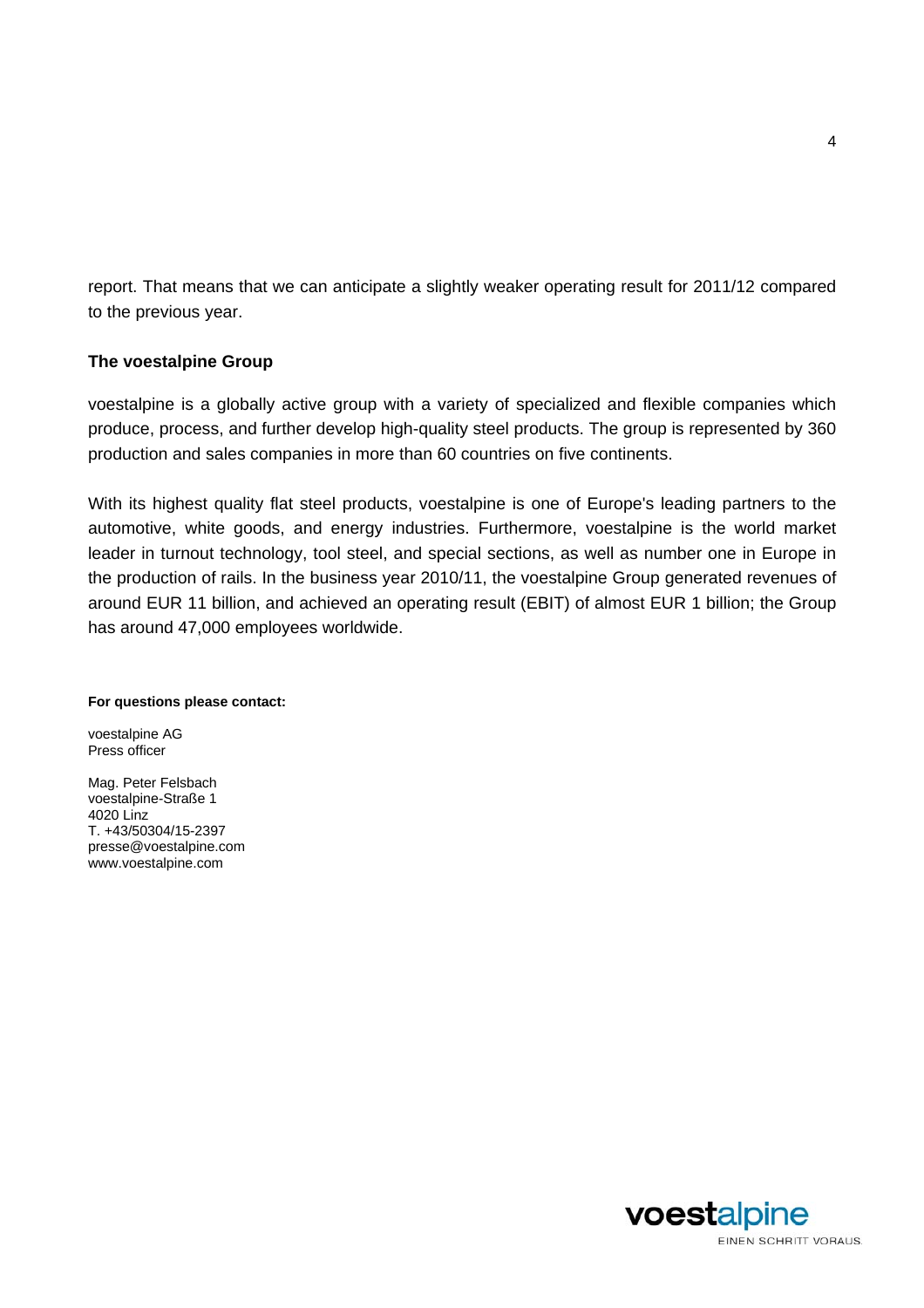report. That means that we can anticipate a slightly weaker operating result for 2011/12 compared to the previous year.

**The voestalpine Group**

voestalpine is a globally active group with a variety of specialized and flexible companies which produce, process, and further develop high-quality steel products. The group is represented by 360 production and sales companies in more than 60 countries on five continents.

With its highest quality flat steel products, voestalpine is one of Europe's leading partners to the automotive, white goods, and energy industries. Furthermore, voestalpine is the world market leader in turnout technology, tool steel, and special sections, as well as number one in Europe in the production of rails. In the business year 2010/11, the voestalpine Group generated revenues of around EUR 11 billion, and achieved an operating result (EBIT) of almost EUR 1 billion; the Group has around 47,000 employees worldwide.

**For questions please contact:**

voestalpine AG
Press officer

Mag. Peter Felsbach
voestalpine-Straße 1
4020 Linz
T. +43/50304/15-2397
presse@voestalpine.com
www.voestalpine.com

voestalpine
EINEN SCHRITT VORAUS.